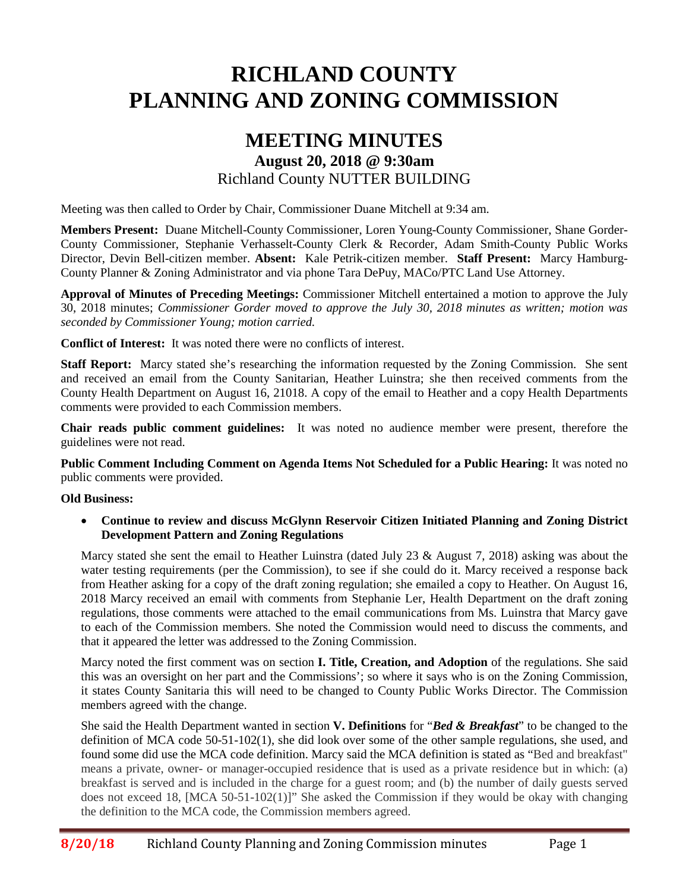# RICHLAND COUNTY PLANNING AND ZONING COMMISSION

## MEETING MINUTES

### August 20, 2018 @ 9:30am

Richland County NUTTER BUILDING

Meeting was then called to Order by Chair, Commissioner Duane Mitchell at 9:34 am.

**Members Present:** Duane Mitchell-County Commissioner, Loren Young-County Commissioner, Shane Gorder-County Commissioner, Stephanie Verhasselt-County Clerk & Recorder, Adam Smith-County Public Works Director, Devin Bell-citizen member. **Absent:** Kale Petrik-citizen member. **Staff Present:** Marcy Hamburg-County Planner & Zoning Administrator and via phone Tara DePuy, MACo/PTC Land Use Attorney.

**Approval of Minutes of Preceding Meetings:** Commissioner Mitchell entertained a motion to approve the July 30, 2018 minutes; *Commissioner Gorder moved to approve the July 30, 2018 minutes as written; motion was seconded by Commissioner Young; motion carried.*

**Conflict of Interest:** It was noted there were no conflicts of interest.

**Staff Report:** Marcy stated she's researching the information requested by the Zoning Commission. She sent and received an email from the County Sanitarian, Heather Luinstra; she then received comments from the County Health Department on August 16, 21018. A copy of the email to Heather and a copy Health Departments comments were provided to each Commission members.

**Chair reads public comment guidelines:** It was noted no audience member were present, therefore the guidelines were not read.

**Public Comment Including Comment on Agenda Items Not Scheduled for a Public Hearing:** It was noted no public comments were provided.

**Old Business:**

- **Continue to review and discuss McGlynn Reservoir Citizen Initiated Planning and Zoning District Development Pattern and Zoning Regulations**

Marcy stated she sent the email to Heather Luinstra (dated July 23 & August 7, 2018) asking was about the water testing requirements (per the Commission), to see if she could do it. Marcy received a response back from Heather asking for a copy of the draft zoning regulation; she emailed a copy to Heather. On August 16, 2018 Marcy received an email with comments from Stephanie Ler, Health Department on the draft zoning regulations, those comments were attached to the email communications from Ms. Luinstra that Marcy gave to each of the Commission members. She noted the Commission would need to discuss the comments, and that it appeared the letter was addressed to the Zoning Commission.

Marcy noted the first comment was on section **I. Title, Creation, and Adoption** of the regulations. She said this was an oversight on her part and the Commissions'; so where it says who is on the Zoning Commission, it states County Sanitaria this will need to be changed to County Public Works Director. The Commission members agreed with the change.

She said the Health Department wanted in section **V. Definitions** for "***Bed & Breakfast***" to be changed to the definition of MCA code 50-51-102(1), she did look over some of the other sample regulations, she used, and found some did use the MCA code definition. Marcy said the MCA definition is stated as "Bed and breakfast" means a private, owner- or manager-occupied residence that is used as a private residence but in which: (a) breakfast is served and is included in the charge for a guest room; and (b) the number of daily guests served does not exceed 18, [MCA 50-51-102(1)]" She asked the Commission if they would be okay with changing the definition to the MCA code, the Commission members agreed.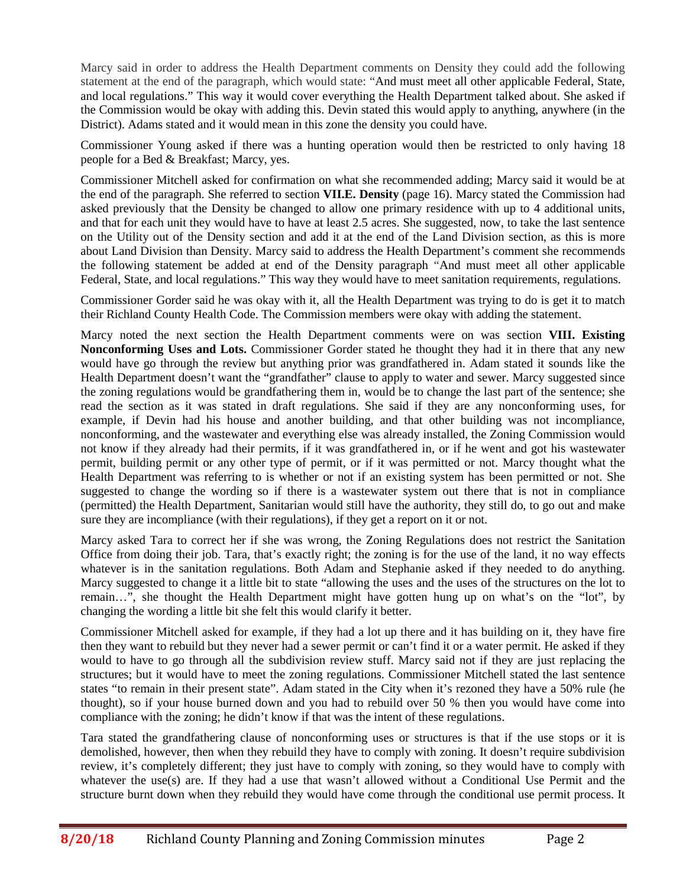Marcy said in order to address the Health Department comments on Density they could add the following statement at the end of the paragraph, which would state: "And must meet all other applicable Federal, State, and local regulations." This way it would cover everything the Health Department talked about. She asked if the Commission would be okay with adding this. Devin stated this would apply to anything, anywhere (in the District). Adams stated and it would mean in this zone the density you could have.

Commissioner Young asked if there was a hunting operation would then be restricted to only having 18 people for a Bed & Breakfast; Marcy, yes.

Commissioner Mitchell asked for confirmation on what she recommended adding; Marcy said it would be at the end of the paragraph. She referred to section **VII.E. Density** (page 16). Marcy stated the Commission had asked previously that the Density be changed to allow one primary residence with up to 4 additional units, and that for each unit they would have to have at least 2.5 acres. She suggested, now, to take the last sentence on the Utility out of the Density section and add it at the end of the Land Division section, as this is more about Land Division than Density. Marcy said to address the Health Department's comment she recommends the following statement be added at end of the Density paragraph "And must meet all other applicable Federal, State, and local regulations." This way they would have to meet sanitation requirements, regulations.

Commissioner Gorder said he was okay with it, all the Health Department was trying to do is get it to match their Richland County Health Code. The Commission members were okay with adding the statement.

Marcy noted the next section the Health Department comments were on was section **VIII. Existing Nonconforming Uses and Lots.** Commissioner Gorder stated he thought they had it in there that any new would have go through the review but anything prior was grandfathered in. Adam stated it sounds like the Health Department doesn't want the "grandfather" clause to apply to water and sewer. Marcy suggested since the zoning regulations would be grandfathering them in, would be to change the last part of the sentence; she read the section as it was stated in draft regulations. She said if they are any nonconforming uses, for example, if Devin had his house and another building, and that other building was not incompliance, nonconforming, and the wastewater and everything else was already installed, the Zoning Commission would not know if they already had their permits, if it was grandfathered in, or if he went and got his wastewater permit, building permit or any other type of permit, or if it was permitted or not. Marcy thought what the Health Department was referring to is whether or not if an existing system has been permitted or not. She suggested to change the wording so if there is a wastewater system out there that is not in compliance (permitted) the Health Department, Sanitarian would still have the authority, they still do, to go out and make sure they are incompliance (with their regulations), if they get a report on it or not.

Marcy asked Tara to correct her if she was wrong, the Zoning Regulations does not restrict the Sanitation Office from doing their job. Tara, that's exactly right; the zoning is for the use of the land, it no way effects whatever is in the sanitation regulations. Both Adam and Stephanie asked if they needed to do anything. Marcy suggested to change it a little bit to state "allowing the uses and the uses of the structures on the lot to remain…", she thought the Health Department might have gotten hung up on what's on the "lot", by changing the wording a little bit she felt this would clarify it better.

Commissioner Mitchell asked for example, if they had a lot up there and it has building on it, they have fire then they want to rebuild but they never had a sewer permit or can't find it or a water permit. He asked if they would to have to go through all the subdivision review stuff. Marcy said not if they are just replacing the structures; but it would have to meet the zoning regulations. Commissioner Mitchell stated the last sentence states "to remain in their present state". Adam stated in the City when it's rezoned they have a 50% rule (he thought), so if your house burned down and you had to rebuild over 50 % then you would have come into compliance with the zoning; he didn't know if that was the intent of these regulations.

Tara stated the grandfathering clause of nonconforming uses or structures is that if the use stops or it is demolished, however, then when they rebuild they have to comply with zoning. It doesn't require subdivision review, it's completely different; they just have to comply with zoning, so they would have to comply with whatever the use(s) are. If they had a use that wasn't allowed without a Conditional Use Permit and the structure burnt down when they rebuild they would have come through the conditional use permit process. It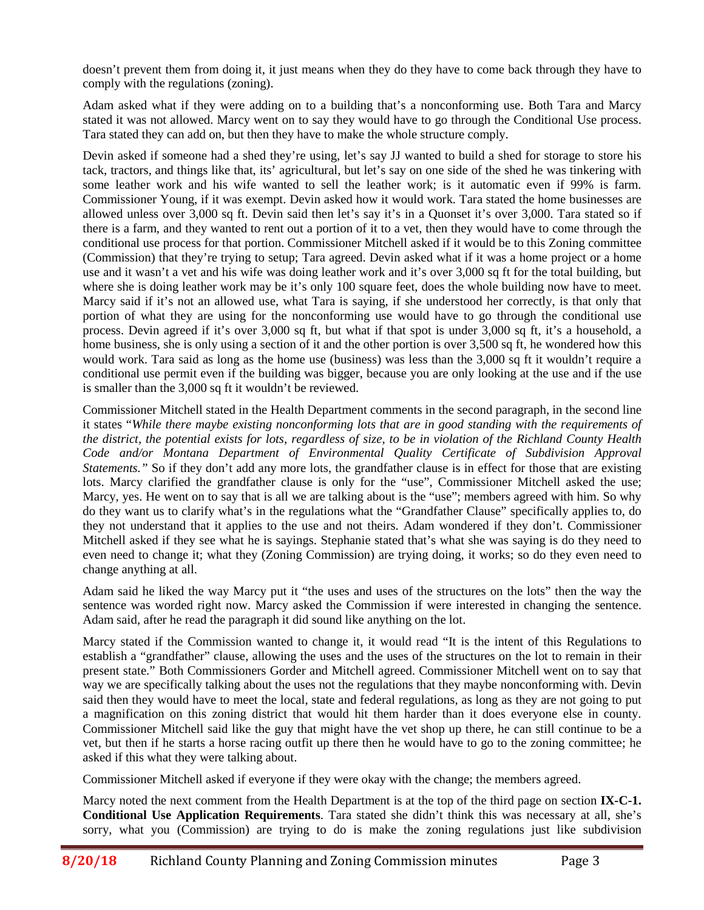doesn't prevent them from doing it, it just means when they do they have to come back through they have to comply with the regulations (zoning).

Adam asked what if they were adding on to a building that's a nonconforming use. Both Tara and Marcy stated it was not allowed. Marcy went on to say they would have to go through the Conditional Use process. Tara stated they can add on, but then they have to make the whole structure comply.

Devin asked if someone had a shed they're using, let's say JJ wanted to build a shed for storage to store his tack, tractors, and things like that, its' agricultural, but let's say on one side of the shed he was tinkering with some leather work and his wife wanted to sell the leather work; is it automatic even if 99% is farm. Commissioner Young, if it was exempt. Devin asked how it would work. Tara stated the home businesses are allowed unless over 3,000 sq ft. Devin said then let's say it's in a Quonset it's over 3,000. Tara stated so if there is a farm, and they wanted to rent out a portion of it to a vet, then they would have to come through the conditional use process for that portion. Commissioner Mitchell asked if it would be to this Zoning committee (Commission) that they're trying to setup; Tara agreed. Devin asked what if it was a home project or a home use and it wasn't a vet and his wife was doing leather work and it's over 3,000 sq ft for the total building, but where she is doing leather work may be it's only 100 square feet, does the whole building now have to meet. Marcy said if it's not an allowed use, what Tara is saying, if she understood her correctly, is that only that portion of what they are using for the nonconforming use would have to go through the conditional use process. Devin agreed if it's over 3,000 sq ft, but what if that spot is under 3,000 sq ft, it's a household, a home business, she is only using a section of it and the other portion is over 3,500 sq ft, he wondered how this would work. Tara said as long as the home use (business) was less than the 3,000 sq ft it wouldn't require a conditional use permit even if the building was bigger, because you are only looking at the use and if the use is smaller than the 3,000 sq ft it wouldn't be reviewed.

Commissioner Mitchell stated in the Health Department comments in the second paragraph, in the second line it states "*While there maybe existing nonconforming lots that are in good standing with the requirements of the district, the potential exists for lots, regardless of size, to be in violation of the Richland County Health Code and/or Montana Department of Environmental Quality Certificate of Subdivision Approval Statements.*" So if they don't add any more lots, the grandfather clause is in effect for those that are existing lots. Marcy clarified the grandfather clause is only for the "use", Commissioner Mitchell asked the use; Marcy, yes. He went on to say that is all we are talking about is the "use"; members agreed with him. So why do they want us to clarify what's in the regulations what the "Grandfather Clause" specifically applies to, do they not understand that it applies to the use and not theirs. Adam wondered if they don't. Commissioner Mitchell asked if they see what he is sayings. Stephanie stated that's what she was saying is do they need to even need to change it; what they (Zoning Commission) are trying doing, it works; so do they even need to change anything at all.

Adam said he liked the way Marcy put it "the uses and uses of the structures on the lots" then the way the sentence was worded right now. Marcy asked the Commission if were interested in changing the sentence. Adam said, after he read the paragraph it did sound like anything on the lot.

Marcy stated if the Commission wanted to change it, it would read "It is the intent of this Regulations to establish a "grandfather" clause, allowing the uses and the uses of the structures on the lot to remain in their present state." Both Commissioners Gorder and Mitchell agreed. Commissioner Mitchell went on to say that way we are specifically talking about the uses not the regulations that they maybe nonconforming with. Devin said then they would have to meet the local, state and federal regulations, as long as they are not going to put a magnification on this zoning district that would hit them harder than it does everyone else in county. Commissioner Mitchell said like the guy that might have the vet shop up there, he can still continue to be a vet, but then if he starts a horse racing outfit up there then he would have to go to the zoning committee; he asked if this what they were talking about.

Commissioner Mitchell asked if everyone if they were okay with the change; the members agreed.

Marcy noted the next comment from the Health Department is at the top of the third page on section **IX-C-1. Conditional Use Application Requirements**. Tara stated she didn't think this was necessary at all, she's sorry, what you (Commission) are trying to do is make the zoning regulations just like subdivision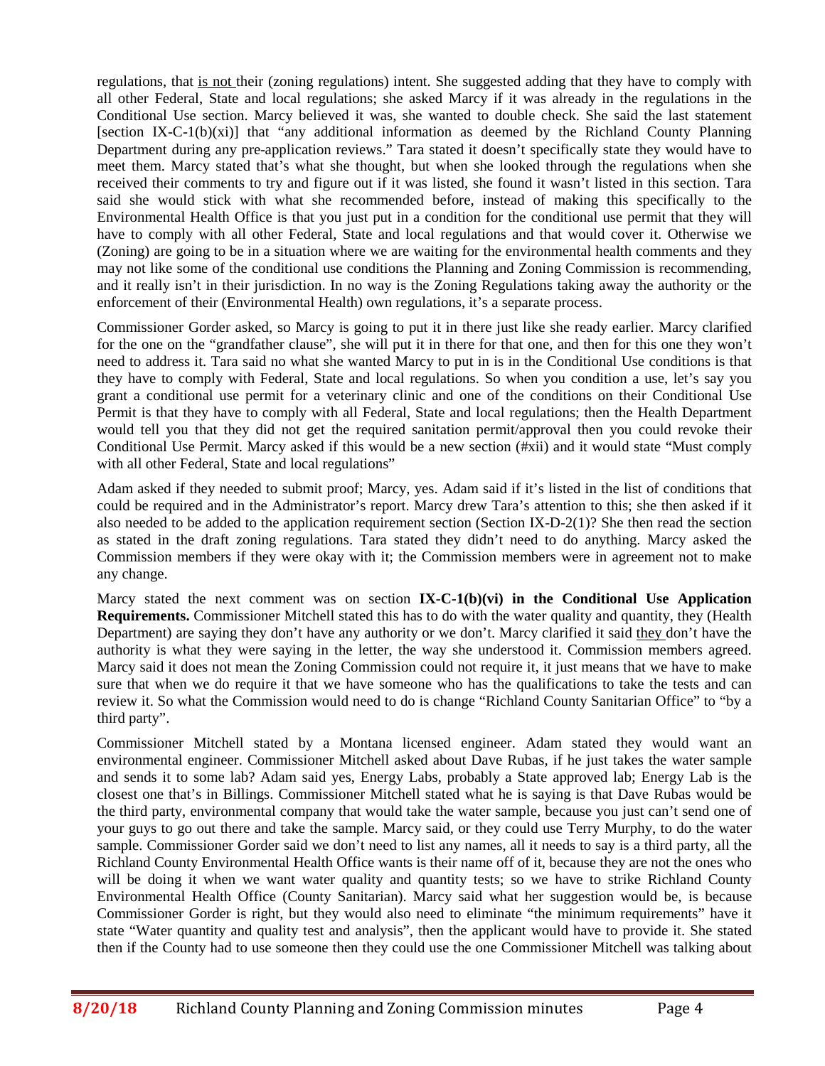regulations, that <u>is not</u> their (zoning regulations) intent. She suggested adding that they have to comply with all other Federal, State and local regulations; she asked Marcy if it was already in the regulations in the Conditional Use section. Marcy believed it was, she wanted to double check. She said the last statement [section IX-C-1(b)(xi)] that "any additional information as deemed by the Richland County Planning Department during any pre-application reviews." Tara stated it doesn't specifically state they would have to meet them. Marcy stated that's what she thought, but when she looked through the regulations when she received their comments to try and figure out if it was listed, she found it wasn't listed in this section. Tara said she would stick with what she recommended before, instead of making this specifically to the Environmental Health Office is that you just put in a condition for the conditional use permit that they will have to comply with all other Federal, State and local regulations and that would cover it. Otherwise we (Zoning) are going to be in a situation where we are waiting for the environmental health comments and they may not like some of the conditional use conditions the Planning and Zoning Commission is recommending, and it really isn't in their jurisdiction. In no way is the Zoning Regulations taking away the authority or the enforcement of their (Environmental Health) own regulations, it's a separate process.

Commissioner Gorder asked, so Marcy is going to put it in there just like she ready earlier. Marcy clarified for the one on the "grandfather clause", she will put it in there for that one, and then for this one they won't need to address it. Tara said no what she wanted Marcy to put in is in the Conditional Use conditions is that they have to comply with Federal, State and local regulations. So when you condition a use, let's say you grant a conditional use permit for a veterinary clinic and one of the conditions on their Conditional Use Permit is that they have to comply with all Federal, State and local regulations; then the Health Department would tell you that they did not get the required sanitation permit/approval then you could revoke their Conditional Use Permit. Marcy asked if this would be a new section (#xii) and it would state "Must comply with all other Federal, State and local regulations"

Adam asked if they needed to submit proof; Marcy, yes. Adam said if it's listed in the list of conditions that could be required and in the Administrator's report. Marcy drew Tara's attention to this; she then asked if it also needed to be added to the application requirement section (Section IX-D-2(1)? She then read the section as stated in the draft zoning regulations. Tara stated they didn't need to do anything. Marcy asked the Commission members if they were okay with it; the Commission members were in agreement not to make any change.

Marcy stated the next comment was on section **IX-C-1(b)(vi) in the Conditional Use Application Requirements.** Commissioner Mitchell stated this has to do with the water quality and quantity, they (Health Department) are saying they don't have any authority or we don't. Marcy clarified it said <u>they</u> don't have the authority is what they were saying in the letter, the way she understood it. Commission members agreed. Marcy said it does not mean the Zoning Commission could not require it, it just means that we have to make sure that when we do require it that we have someone who has the qualifications to take the tests and can review it. So what the Commission would need to do is change "Richland County Sanitarian Office" to "by a third party".

Commissioner Mitchell stated by a Montana licensed engineer. Adam stated they would want an environmental engineer. Commissioner Mitchell asked about Dave Rubas, if he just takes the water sample and sends it to some lab? Adam said yes, Energy Labs, probably a State approved lab; Energy Lab is the closest one that's in Billings. Commissioner Mitchell stated what he is saying is that Dave Rubas would be the third party, environmental company that would take the water sample, because you just can't send one of your guys to go out there and take the sample. Marcy said, or they could use Terry Murphy, to do the water sample. Commissioner Gorder said we don't need to list any names, all it needs to say is a third party, all the Richland County Environmental Health Office wants is their name off of it, because they are not the ones who will be doing it when we want water quality and quantity tests; so we have to strike Richland County Environmental Health Office (County Sanitarian). Marcy said what her suggestion would be, is because Commissioner Gorder is right, but they would also need to eliminate "the minimum requirements" have it state "Water quantity and quality test and analysis", then the applicant would have to provide it. She stated then if the County had to use someone then they could use the one Commissioner Mitchell was talking about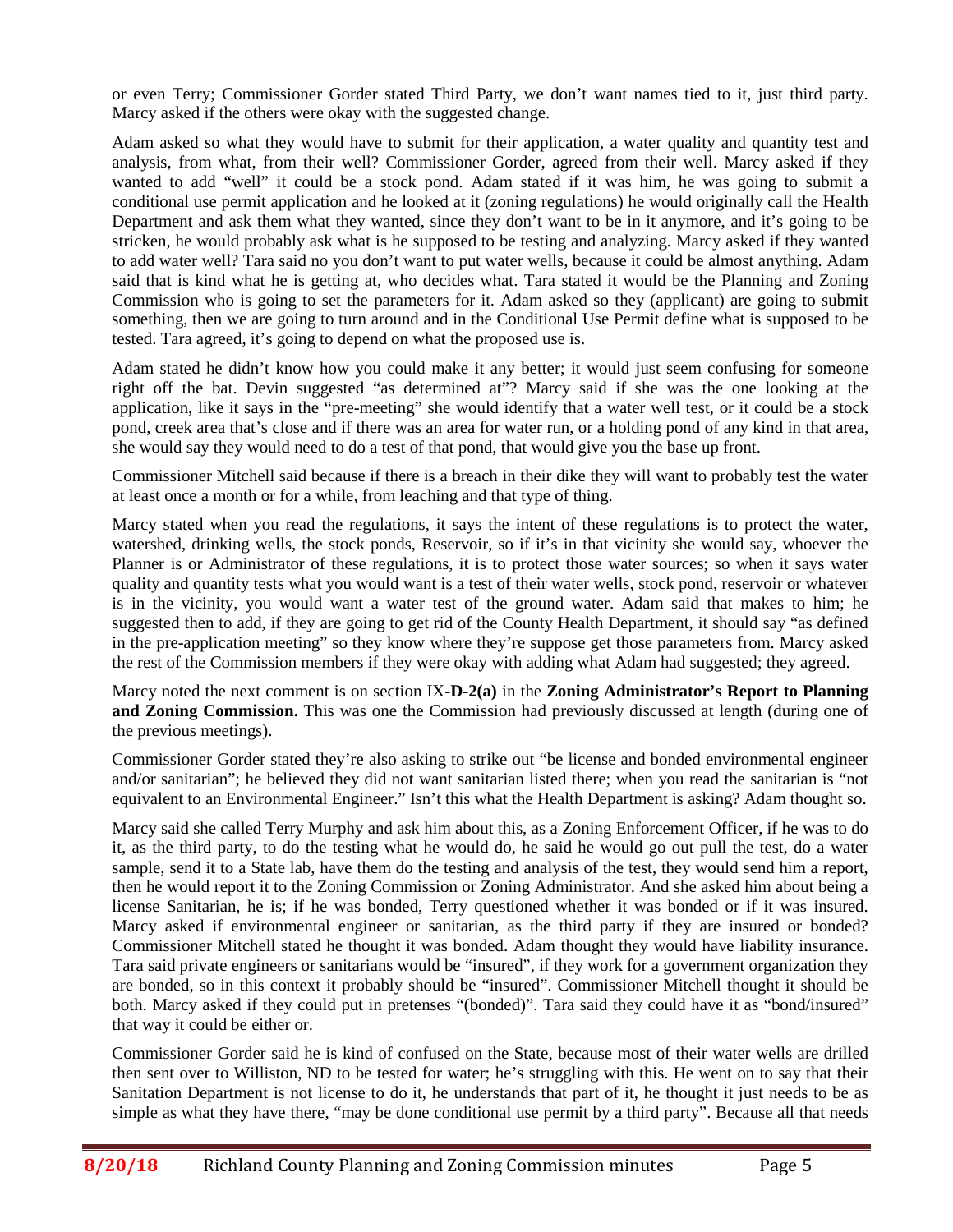or even Terry; Commissioner Gorder stated Third Party, we don't want names tied to it, just third party. Marcy asked if the others were okay with the suggested change.

Adam asked so what they would have to submit for their application, a water quality and quantity test and analysis, from what, from their well? Commissioner Gorder, agreed from their well. Marcy asked if they wanted to add "well" it could be a stock pond. Adam stated if it was him, he was going to submit a conditional use permit application and he looked at it (zoning regulations) he would originally call the Health Department and ask them what they wanted, since they don't want to be in it anymore, and it's going to be stricken, he would probably ask what is he supposed to be testing and analyzing. Marcy asked if they wanted to add water well? Tara said no you don't want to put water wells, because it could be almost anything. Adam said that is kind what he is getting at, who decides what. Tara stated it would be the Planning and Zoning Commission who is going to set the parameters for it. Adam asked so they (applicant) are going to submit something, then we are going to turn around and in the Conditional Use Permit define what is supposed to be tested. Tara agreed, it's going to depend on what the proposed use is.

Adam stated he didn't know how you could make it any better; it would just seem confusing for someone right off the bat. Devin suggested "as determined at"? Marcy said if she was the one looking at the application, like it says in the "pre-meeting" she would identify that a water well test, or it could be a stock pond, creek area that's close and if there was an area for water run, or a holding pond of any kind in that area, she would say they would need to do a test of that pond, that would give you the base up front.

Commissioner Mitchell said because if there is a breach in their dike they will want to probably test the water at least once a month or for a while, from leaching and that type of thing.

Marcy stated when you read the regulations, it says the intent of these regulations is to protect the water, watershed, drinking wells, the stock ponds, Reservoir, so if it's in that vicinity she would say, whoever the Planner is or Administrator of these regulations, it is to protect those water sources; so when it says water quality and quantity tests what you would want is a test of their water wells, stock pond, reservoir or whatever is in the vicinity, you would want a water test of the ground water. Adam said that makes to him; he suggested then to add, if they are going to get rid of the County Health Department, it should say "as defined in the pre-application meeting" so they know where they're suppose get those parameters from. Marcy asked the rest of the Commission members if they were okay with adding what Adam had suggested; they agreed.

Marcy noted the next comment is on section IX-**D-2(a)** in the **Zoning Administrator's Report to Planning and Zoning Commission.** This was one the Commission had previously discussed at length (during one of the previous meetings).

Commissioner Gorder stated they're also asking to strike out "be license and bonded environmental engineer and/or sanitarian"; he believed they did not want sanitarian listed there; when you read the sanitarian is "not equivalent to an Environmental Engineer." Isn't this what the Health Department is asking? Adam thought so.

Marcy said she called Terry Murphy and ask him about this, as a Zoning Enforcement Officer, if he was to do it, as the third party, to do the testing what he would do, he said he would go out pull the test, do a water sample, send it to a State lab, have them do the testing and analysis of the test, they would send him a report, then he would report it to the Zoning Commission or Zoning Administrator. And she asked him about being a license Sanitarian, he is; if he was bonded, Terry questioned whether it was bonded or if it was insured. Marcy asked if environmental engineer or sanitarian, as the third party if they are insured or bonded? Commissioner Mitchell stated he thought it was bonded. Adam thought they would have liability insurance. Tara said private engineers or sanitarians would be "insured", if they work for a government organization they are bonded, so in this context it probably should be "insured". Commissioner Mitchell thought it should be both. Marcy asked if they could put in pretenses "(bonded)". Tara said they could have it as "bond/insured" that way it could be either or.

Commissioner Gorder said he is kind of confused on the State, because most of their water wells are drilled then sent over to Williston, ND to be tested for water; he's struggling with this. He went on to say that their Sanitation Department is not license to do it, he understands that part of it, he thought it just needs to be as simple as what they have there, "may be done conditional use permit by a third party". Because all that needs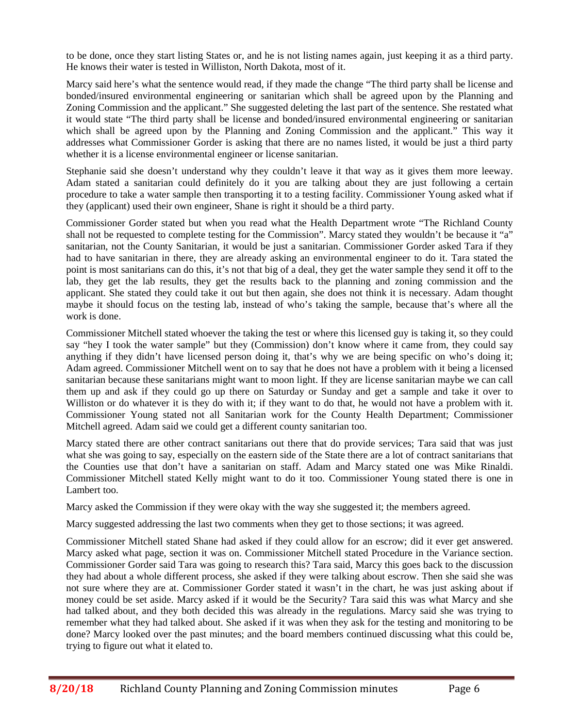to be done, once they start listing States or, and he is not listing names again, just keeping it as a third party. He knows their water is tested in Williston, North Dakota, most of it.

Marcy said here's what the sentence would read, if they made the change "The third party shall be license and bonded/insured environmental engineering or sanitarian which shall be agreed upon by the Planning and Zoning Commission and the applicant." She suggested deleting the last part of the sentence. She restated what it would state "The third party shall be license and bonded/insured environmental engineering or sanitarian which shall be agreed upon by the Planning and Zoning Commission and the applicant." This way it addresses what Commissioner Gorder is asking that there are no names listed, it would be just a third party whether it is a license environmental engineer or license sanitarian.

Stephanie said she doesn't understand why they couldn't leave it that way as it gives them more leeway. Adam stated a sanitarian could definitely do it you are talking about they are just following a certain procedure to take a water sample then transporting it to a testing facility. Commissioner Young asked what if they (applicant) used their own engineer, Shane is right it should be a third party.

Commissioner Gorder stated but when you read what the Health Department wrote "The Richland County shall not be requested to complete testing for the Commission". Marcy stated they wouldn't be because it "a" sanitarian, not the County Sanitarian, it would be just a sanitarian. Commissioner Gorder asked Tara if they had to have sanitarian in there, they are already asking an environmental engineer to do it. Tara stated the point is most sanitarians can do this, it's not that big of a deal, they get the water sample they send it off to the lab, they get the lab results, they get the results back to the planning and zoning commission and the applicant. She stated they could take it out but then again, she does not think it is necessary. Adam thought maybe it should focus on the testing lab, instead of who's taking the sample, because that's where all the work is done.

Commissioner Mitchell stated whoever the taking the test or where this licensed guy is taking it, so they could say "hey I took the water sample" but they (Commission) don't know where it came from, they could say anything if they didn't have licensed person doing it, that's why we are being specific on who's doing it; Adam agreed. Commissioner Mitchell went on to say that he does not have a problem with it being a licensed sanitarian because these sanitarians might want to moon light. If they are license sanitarian maybe we can call them up and ask if they could go up there on Saturday or Sunday and get a sample and take it over to Williston or do whatever it is they do with it; if they want to do that, he would not have a problem with it. Commissioner Young stated not all Sanitarian work for the County Health Department; Commissioner Mitchell agreed. Adam said we could get a different county sanitarian too.

Marcy stated there are other contract sanitarians out there that do provide services; Tara said that was just what she was going to say, especially on the eastern side of the State there are a lot of contract sanitarians that the Counties use that don't have a sanitarian on staff. Adam and Marcy stated one was Mike Rinaldi. Commissioner Mitchell stated Kelly might want to do it too. Commissioner Young stated there is one in Lambert too.

Marcy asked the Commission if they were okay with the way she suggested it; the members agreed.

Marcy suggested addressing the last two comments when they get to those sections; it was agreed.

Commissioner Mitchell stated Shane had asked if they could allow for an escrow; did it ever get answered. Marcy asked what page, section it was on. Commissioner Mitchell stated Procedure in the Variance section. Commissioner Gorder said Tara was going to research this? Tara said, Marcy this goes back to the discussion they had about a whole different process, she asked if they were talking about escrow. Then she said she was not sure where they are at. Commissioner Gorder stated it wasn't in the chart, he was just asking about if money could be set aside. Marcy asked if it would be the Security? Tara said this was what Marcy and she had talked about, and they both decided this was already in the regulations. Marcy said she was trying to remember what they had talked about. She asked if it was when they ask for the testing and monitoring to be done? Marcy looked over the past minutes; and the board members continued discussing what this could be, trying to figure out what it elated to.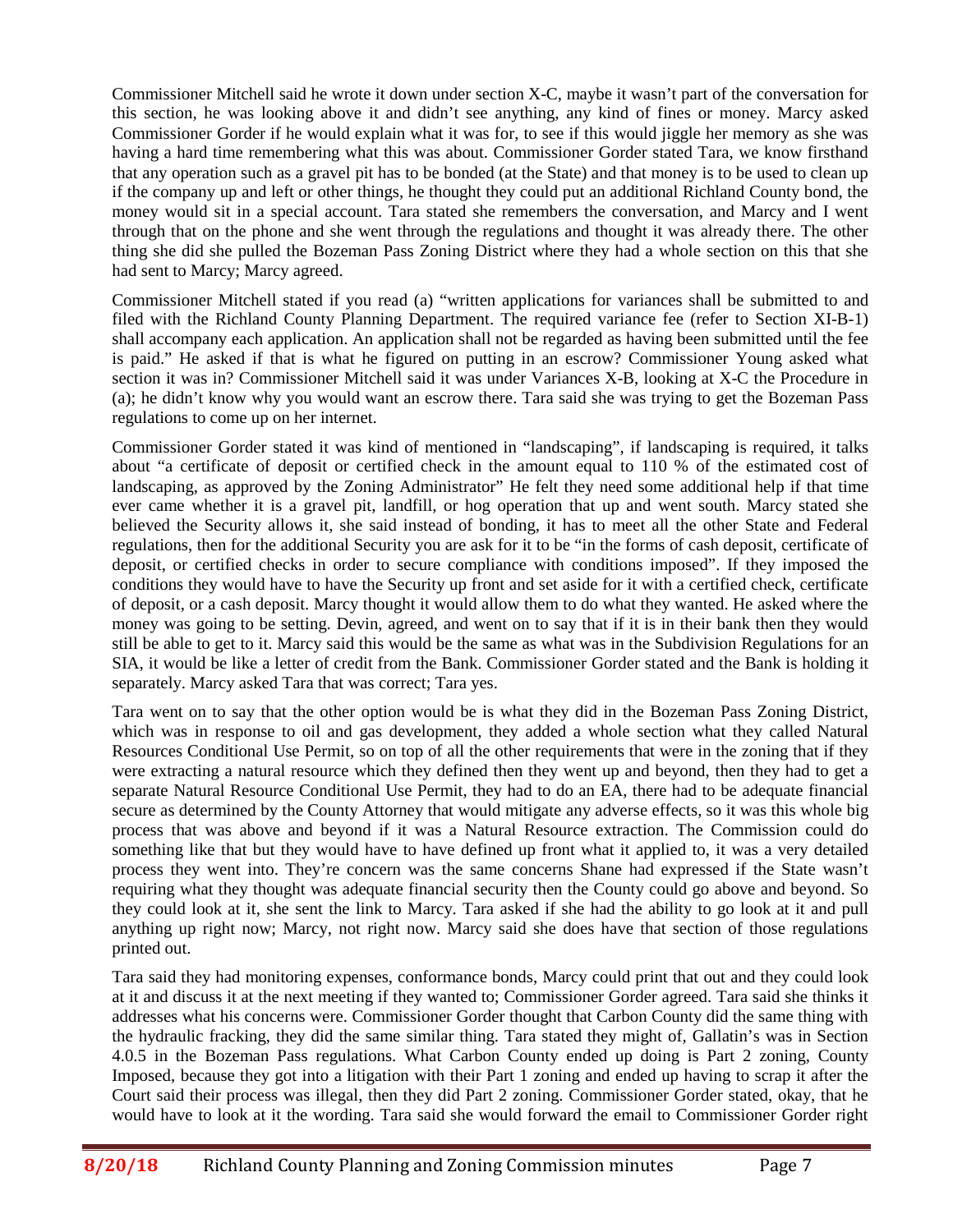Commissioner Mitchell said he wrote it down under section X-C, maybe it wasn't part of the conversation for this section, he was looking above it and didn't see anything, any kind of fines or money. Marcy asked Commissioner Gorder if he would explain what it was for, to see if this would jiggle her memory as she was having a hard time remembering what this was about. Commissioner Gorder stated Tara, we know firsthand that any operation such as a gravel pit has to be bonded (at the State) and that money is to be used to clean up if the company up and left or other things, he thought they could put an additional Richland County bond, the money would sit in a special account. Tara stated she remembers the conversation, and Marcy and I went through that on the phone and she went through the regulations and thought it was already there. The other thing she did she pulled the Bozeman Pass Zoning District where they had a whole section on this that she had sent to Marcy; Marcy agreed.

Commissioner Mitchell stated if you read (a) "written applications for variances shall be submitted to and filed with the Richland County Planning Department. The required variance fee (refer to Section XI-B-1) shall accompany each application. An application shall not be regarded as having been submitted until the fee is paid." He asked if that is what he figured on putting in an escrow? Commissioner Young asked what section it was in? Commissioner Mitchell said it was under Variances X-B, looking at X-C the Procedure in (a); he didn't know why you would want an escrow there. Tara said she was trying to get the Bozeman Pass regulations to come up on her internet.

Commissioner Gorder stated it was kind of mentioned in "landscaping", if landscaping is required, it talks about "a certificate of deposit or certified check in the amount equal to 110 % of the estimated cost of landscaping, as approved by the Zoning Administrator" He felt they need some additional help if that time ever came whether it is a gravel pit, landfill, or hog operation that up and went south. Marcy stated she believed the Security allows it, she said instead of bonding, it has to meet all the other State and Federal regulations, then for the additional Security you are ask for it to be "in the forms of cash deposit, certificate of deposit, or certified checks in order to secure compliance with conditions imposed". If they imposed the conditions they would have to have the Security up front and set aside for it with a certified check, certificate of deposit, or a cash deposit. Marcy thought it would allow them to do what they wanted. He asked where the money was going to be setting. Devin, agreed, and went on to say that if it is in their bank then they would still be able to get to it. Marcy said this would be the same as what was in the Subdivision Regulations for an SIA, it would be like a letter of credit from the Bank. Commissioner Gorder stated and the Bank is holding it separately. Marcy asked Tara that was correct; Tara yes.

Tara went on to say that the other option would be is what they did in the Bozeman Pass Zoning District, which was in response to oil and gas development, they added a whole section what they called Natural Resources Conditional Use Permit, so on top of all the other requirements that were in the zoning that if they were extracting a natural resource which they defined then they went up and beyond, then they had to get a separate Natural Resource Conditional Use Permit, they had to do an EA, there had to be adequate financial secure as determined by the County Attorney that would mitigate any adverse effects, so it was this whole big process that was above and beyond if it was a Natural Resource extraction. The Commission could do something like that but they would have to have defined up front what it applied to, it was a very detailed process they went into. They're concern was the same concerns Shane had expressed if the State wasn't requiring what they thought was adequate financial security then the County could go above and beyond. So they could look at it, she sent the link to Marcy. Tara asked if she had the ability to go look at it and pull anything up right now; Marcy, not right now. Marcy said she does have that section of those regulations printed out.

Tara said they had monitoring expenses, conformance bonds, Marcy could print that out and they could look at it and discuss it at the next meeting if they wanted to; Commissioner Gorder agreed. Tara said she thinks it addresses what his concerns were. Commissioner Gorder thought that Carbon County did the same thing with the hydraulic fracking, they did the same similar thing. Tara stated they might of, Gallatin's was in Section 4.0.5 in the Bozeman Pass regulations. What Carbon County ended up doing is Part 2 zoning, County Imposed, because they got into a litigation with their Part 1 zoning and ended up having to scrap it after the Court said their process was illegal, then they did Part 2 zoning. Commissioner Gorder stated, okay, that he would have to look at it the wording. Tara said she would forward the email to Commissioner Gorder right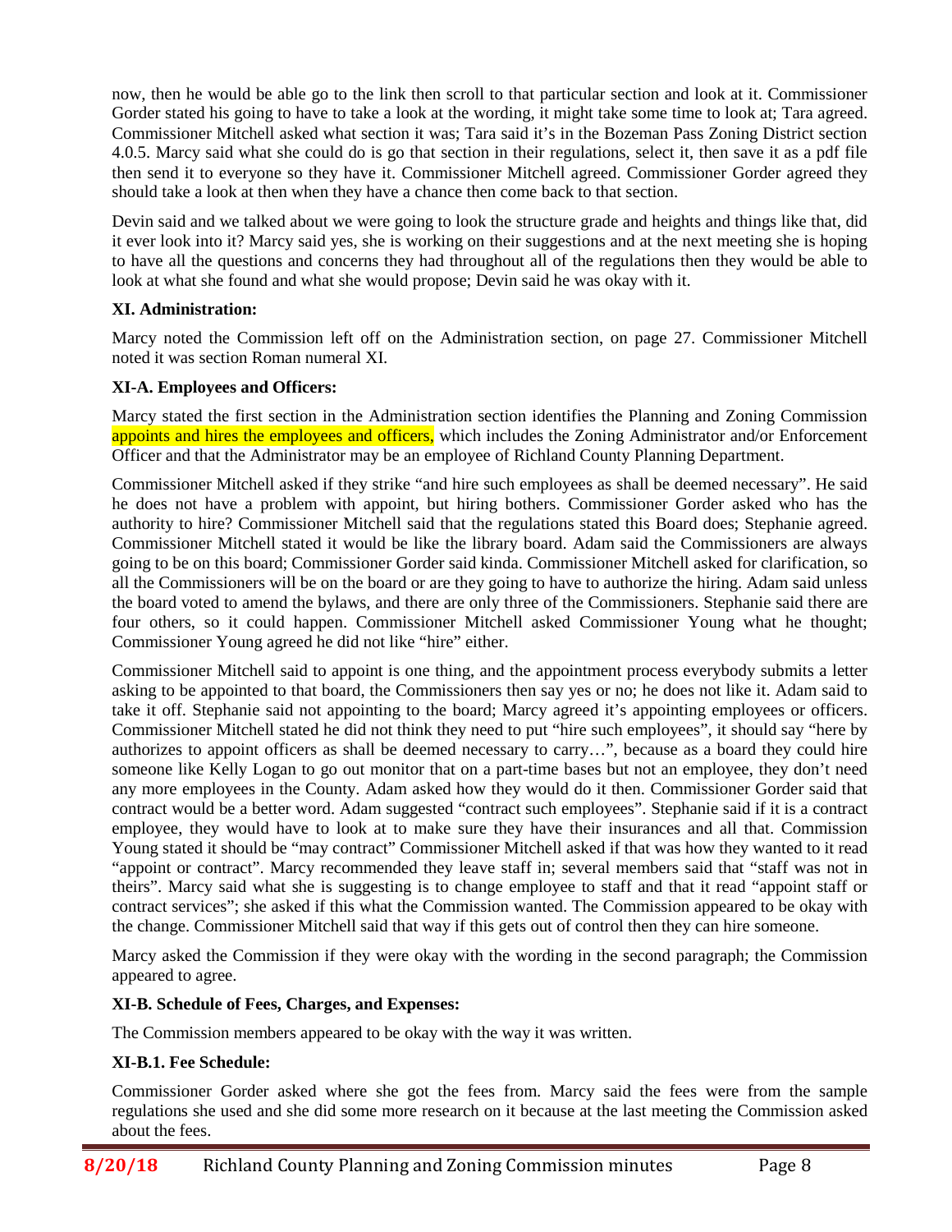now, then he would be able go to the link then scroll to that particular section and look at it. Commissioner Gorder stated his going to have to take a look at the wording, it might take some time to look at; Tara agreed. Commissioner Mitchell asked what section it was; Tara said it's in the Bozeman Pass Zoning District section 4.0.5. Marcy said what she could do is go that section in their regulations, select it, then save it as a pdf file then send it to everyone so they have it. Commissioner Mitchell agreed. Commissioner Gorder agreed they should take a look at then when they have a chance then come back to that section.

Devin said and we talked about we were going to look the structure grade and heights and things like that, did it ever look into it? Marcy said yes, she is working on their suggestions and at the next meeting she is hoping to have all the questions and concerns they had throughout all of the regulations then they would be able to look at what she found and what she would propose; Devin said he was okay with it.

**XI. Administration:**

Marcy noted the Commission left off on the Administration section, on page 27. Commissioner Mitchell noted it was section Roman numeral XI.

**XI-A. Employees and Officers:**

Marcy stated the first section in the Administration section identifies the Planning and Zoning Commission appoints and hires the employees and officers, which includes the Zoning Administrator and/or Enforcement Officer and that the Administrator may be an employee of Richland County Planning Department.

Commissioner Mitchell asked if they strike "and hire such employees as shall be deemed necessary". He said he does not have a problem with appoint, but hiring bothers. Commissioner Gorder asked who has the authority to hire? Commissioner Mitchell said that the regulations stated this Board does; Stephanie agreed. Commissioner Mitchell stated it would be like the library board. Adam said the Commissioners are always going to be on this board; Commissioner Gorder said kinda. Commissioner Mitchell asked for clarification, so all the Commissioners will be on the board or are they going to have to authorize the hiring. Adam said unless the board voted to amend the bylaws, and there are only three of the Commissioners. Stephanie said there are four others, so it could happen. Commissioner Mitchell asked Commissioner Young what he thought; Commissioner Young agreed he did not like "hire" either.

Commissioner Mitchell said to appoint is one thing, and the appointment process everybody submits a letter asking to be appointed to that board, the Commissioners then say yes or no; he does not like it. Adam said to take it off. Stephanie said not appointing to the board; Marcy agreed it's appointing employees or officers. Commissioner Mitchell stated he did not think they need to put "hire such employees", it should say "here by authorizes to appoint officers as shall be deemed necessary to carry…", because as a board they could hire someone like Kelly Logan to go out monitor that on a part-time bases but not an employee, they don't need any more employees in the County. Adam asked how they would do it then. Commissioner Gorder said that contract would be a better word. Adam suggested "contract such employees". Stephanie said if it is a contract employee, they would have to look at to make sure they have their insurances and all that. Commission Young stated it should be "may contract" Commissioner Mitchell asked if that was how they wanted to it read "appoint or contract". Marcy recommended they leave staff in; several members said that "staff was not in theirs". Marcy said what she is suggesting is to change employee to staff and that it read "appoint staff or contract services"; she asked if this what the Commission wanted. The Commission appeared to be okay with the change. Commissioner Mitchell said that way if this gets out of control then they can hire someone.

Marcy asked the Commission if they were okay with the wording in the second paragraph; the Commission appeared to agree.

**XI-B. Schedule of Fees, Charges, and Expenses:**

The Commission members appeared to be okay with the way it was written.

**XI-B.1. Fee Schedule:**

Commissioner Gorder asked where she got the fees from. Marcy said the fees were from the sample regulations she used and she did some more research on it because at the last meeting the Commission asked about the fees.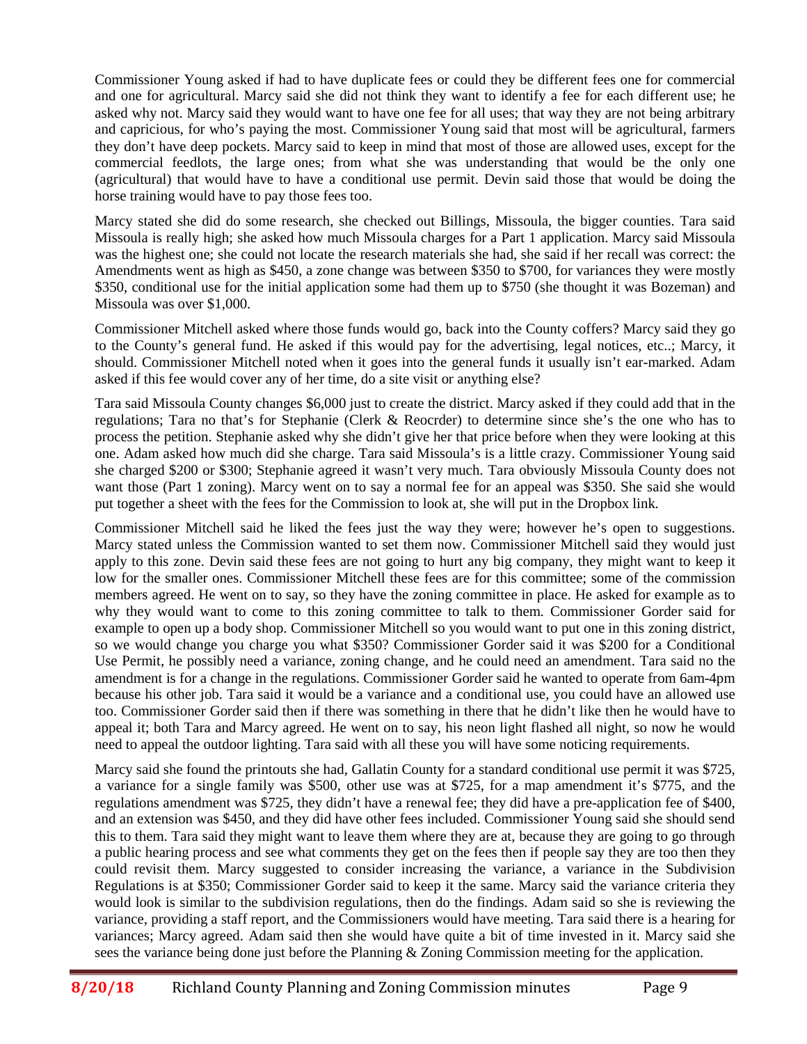Commissioner Young asked if had to have duplicate fees or could they be different fees one for commercial and one for agricultural. Marcy said she did not think they want to identify a fee for each different use; he asked why not. Marcy said they would want to have one fee for all uses; that way they are not being arbitrary and capricious, for who's paying the most. Commissioner Young said that most will be agricultural, farmers they don't have deep pockets. Marcy said to keep in mind that most of those are allowed uses, except for the commercial feedlots, the large ones; from what she was understanding that would be the only one (agricultural) that would have to have a conditional use permit. Devin said those that would be doing the horse training would have to pay those fees too.

Marcy stated she did do some research, she checked out Billings, Missoula, the bigger counties. Tara said Missoula is really high; she asked how much Missoula charges for a Part 1 application. Marcy said Missoula was the highest one; she could not locate the research materials she had, she said if her recall was correct: the Amendments went as high as $450, a zone change was between $350 to $700, for variances they were mostly $350, conditional use for the initial application some had them up to $750 (she thought it was Bozeman) and Missoula was over $1,000.

Commissioner Mitchell asked where those funds would go, back into the County coffers? Marcy said they go to the County's general fund. He asked if this would pay for the advertising, legal notices, etc..; Marcy, it should. Commissioner Mitchell noted when it goes into the general funds it usually isn't ear-marked. Adam asked if this fee would cover any of her time, do a site visit or anything else?

Tara said Missoula County changes $6,000 just to create the district. Marcy asked if they could add that in the regulations; Tara no that's for Stephanie (Clerk & Reocrder) to determine since she's the one who has to process the petition. Stephanie asked why she didn't give her that price before when they were looking at this one. Adam asked how much did she charge. Tara said Missoula's is a little crazy. Commissioner Young said she charged $200 or $300; Stephanie agreed it wasn't very much. Tara obviously Missoula County does not want those (Part 1 zoning). Marcy went on to say a normal fee for an appeal was $350. She said she would put together a sheet with the fees for the Commission to look at, she will put in the Dropbox link.

Commissioner Mitchell said he liked the fees just the way they were; however he's open to suggestions. Marcy stated unless the Commission wanted to set them now. Commissioner Mitchell said they would just apply to this zone. Devin said these fees are not going to hurt any big company, they might want to keep it low for the smaller ones. Commissioner Mitchell these fees are for this committee; some of the commission members agreed. He went on to say, so they have the zoning committee in place. He asked for example as to why they would want to come to this zoning committee to talk to them. Commissioner Gorder said for example to open up a body shop. Commissioner Mitchell so you would want to put one in this zoning district, so we would change you charge you what $350? Commissioner Gorder said it was $200 for a Conditional Use Permit, he possibly need a variance, zoning change, and he could need an amendment. Tara said no the amendment is for a change in the regulations. Commissioner Gorder said he wanted to operate from 6am-4pm because his other job. Tara said it would be a variance and a conditional use, you could have an allowed use too. Commissioner Gorder said then if there was something in there that he didn't like then he would have to appeal it; both Tara and Marcy agreed. He went on to say, his neon light flashed all night, so now he would need to appeal the outdoor lighting. Tara said with all these you will have some noticing requirements.

Marcy said she found the printouts she had, Gallatin County for a standard conditional use permit it was $725, a variance for a single family was $500, other use was at $725, for a map amendment it's $775, and the regulations amendment was $725, they didn't have a renewal fee; they did have a pre-application fee of $400, and an extension was $450, and they did have other fees included. Commissioner Young said she should send this to them. Tara said they might want to leave them where they are at, because they are going to go through a public hearing process and see what comments they get on the fees then if people say they are too then they could revisit them. Marcy suggested to consider increasing the variance, a variance in the Subdivision Regulations is at $350; Commissioner Gorder said to keep it the same. Marcy said the variance criteria they would look is similar to the subdivision regulations, then do the findings. Adam said so she is reviewing the variance, providing a staff report, and the Commissioners would have meeting. Tara said there is a hearing for variances; Marcy agreed. Adam said then she would have quite a bit of time invested in it. Marcy said she sees the variance being done just before the Planning & Zoning Commission meeting for the application.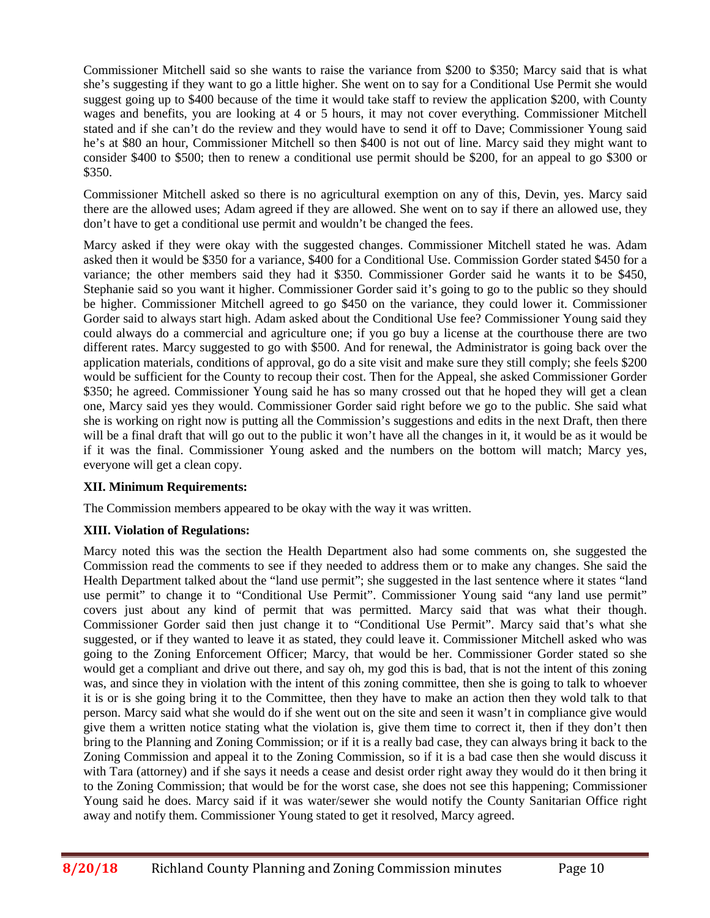Commissioner Mitchell said so she wants to raise the variance from $200 to $350; Marcy said that is what she's suggesting if they want to go a little higher. She went on to say for a Conditional Use Permit she would suggest going up to $400 because of the time it would take staff to review the application $200, with County wages and benefits, you are looking at 4 or 5 hours, it may not cover everything. Commissioner Mitchell stated and if she can't do the review and they would have to send it off to Dave; Commissioner Young said he's at $80 an hour, Commissioner Mitchell so then $400 is not out of line. Marcy said they might want to consider $400 to $500; then to renew a conditional use permit should be $200, for an appeal to go $300 or $350.

Commissioner Mitchell asked so there is no agricultural exemption on any of this, Devin, yes. Marcy said there are the allowed uses; Adam agreed if they are allowed. She went on to say if there an allowed use, they don't have to get a conditional use permit and wouldn't be changed the fees.

Marcy asked if they were okay with the suggested changes. Commissioner Mitchell stated he was. Adam asked then it would be $350 for a variance, $400 for a Conditional Use. Commission Gorder stated $450 for a variance; the other members said they had it $350. Commissioner Gorder said he wants it to be $450, Stephanie said so you want it higher. Commissioner Gorder said it's going to go to the public so they should be higher. Commissioner Mitchell agreed to go $450 on the variance, they could lower it. Commissioner Gorder said to always start high. Adam asked about the Conditional Use fee? Commissioner Young said they could always do a commercial and agriculture one; if you go buy a license at the courthouse there are two different rates. Marcy suggested to go with $500. And for renewal, the Administrator is going back over the application materials, conditions of approval, go do a site visit and make sure they still comply; she feels $200 would be sufficient for the County to recoup their cost. Then for the Appeal, she asked Commissioner Gorder $350; he agreed. Commissioner Young said he has so many crossed out that he hoped they will get a clean one, Marcy said yes they would. Commissioner Gorder said right before we go to the public. She said what she is working on right now is putting all the Commission's suggestions and edits in the next Draft, then there will be a final draft that will go out to the public it won't have all the changes in it, it would be as it would be if it was the final. Commissioner Young asked and the numbers on the bottom will match; Marcy yes, everyone will get a clean copy.

**XII. Minimum Requirements:**

The Commission members appeared to be okay with the way it was written.

**XIII. Violation of Regulations:**

Marcy noted this was the section the Health Department also had some comments on, she suggested the Commission read the comments to see if they needed to address them or to make any changes. She said the Health Department talked about the "land use permit"; she suggested in the last sentence where it states "land use permit" to change it to "Conditional Use Permit". Commissioner Young said "any land use permit" covers just about any kind of permit that was permitted. Marcy said that was what their though. Commissioner Gorder said then just change it to "Conditional Use Permit". Marcy said that's what she suggested, or if they wanted to leave it as stated, they could leave it. Commissioner Mitchell asked who was going to the Zoning Enforcement Officer; Marcy, that would be her. Commissioner Gorder stated so she would get a compliant and drive out there, and say oh, my god this is bad, that is not the intent of this zoning was, and since they in violation with the intent of this zoning committee, then she is going to talk to whoever it is or is she going bring it to the Committee, then they have to make an action then they wold talk to that person. Marcy said what she would do if she went out on the site and seen it wasn't in compliance give would give them a written notice stating what the violation is, give them time to correct it, then if they don't then bring to the Planning and Zoning Commission; or if it is a really bad case, they can always bring it back to the Zoning Commission and appeal it to the Zoning Commission, so if it is a bad case then she would discuss it with Tara (attorney) and if she says it needs a cease and desist order right away they would do it then bring it to the Zoning Commission; that would be for the worst case, she does not see this happening; Commissioner Young said he does. Marcy said if it was water/sewer she would notify the County Sanitarian Office right away and notify them. Commissioner Young stated to get it resolved, Marcy agreed.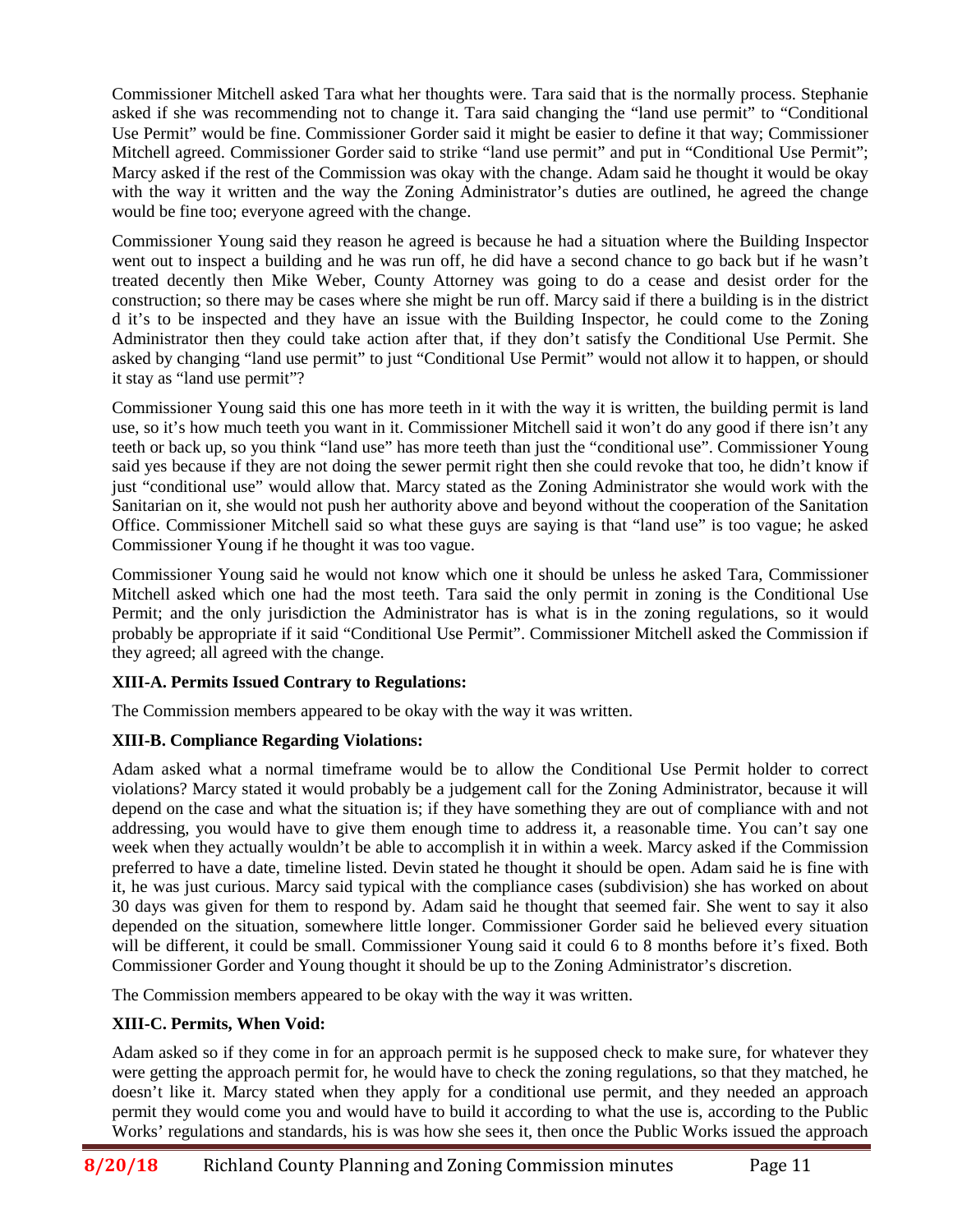Commissioner Mitchell asked Tara what her thoughts were. Tara said that is the normally process. Stephanie asked if she was recommending not to change it. Tara said changing the "land use permit" to "Conditional Use Permit" would be fine. Commissioner Gorder said it might be easier to define it that way; Commissioner Mitchell agreed. Commissioner Gorder said to strike "land use permit" and put in "Conditional Use Permit"; Marcy asked if the rest of the Commission was okay with the change. Adam said he thought it would be okay with the way it written and the way the Zoning Administrator's duties are outlined, he agreed the change would be fine too; everyone agreed with the change.

Commissioner Young said they reason he agreed is because he had a situation where the Building Inspector went out to inspect a building and he was run off, he did have a second chance to go back but if he wasn't treated decently then Mike Weber, County Attorney was going to do a cease and desist order for the construction; so there may be cases where she might be run off. Marcy said if there a building is in the district d it's to be inspected and they have an issue with the Building Inspector, he could come to the Zoning Administrator then they could take action after that, if they don't satisfy the Conditional Use Permit. She asked by changing "land use permit" to just "Conditional Use Permit" would not allow it to happen, or should it stay as "land use permit"?

Commissioner Young said this one has more teeth in it with the way it is written, the building permit is land use, so it's how much teeth you want in it. Commissioner Mitchell said it won't do any good if there isn't any teeth or back up, so you think "land use" has more teeth than just the "conditional use". Commissioner Young said yes because if they are not doing the sewer permit right then she could revoke that too, he didn't know if just "conditional use" would allow that. Marcy stated as the Zoning Administrator she would work with the Sanitarian on it, she would not push her authority above and beyond without the cooperation of the Sanitation Office. Commissioner Mitchell said so what these guys are saying is that "land use" is too vague; he asked Commissioner Young if he thought it was too vague.

Commissioner Young said he would not know which one it should be unless he asked Tara, Commissioner Mitchell asked which one had the most teeth. Tara said the only permit in zoning is the Conditional Use Permit; and the only jurisdiction the Administrator has is what is in the zoning regulations, so it would probably be appropriate if it said "Conditional Use Permit". Commissioner Mitchell asked the Commission if they agreed; all agreed with the change.

**XIII-A. Permits Issued Contrary to Regulations:**

The Commission members appeared to be okay with the way it was written.

**XIII-B. Compliance Regarding Violations:**

Adam asked what a normal timeframe would be to allow the Conditional Use Permit holder to correct violations? Marcy stated it would probably be a judgement call for the Zoning Administrator, because it will depend on the case and what the situation is; if they have something they are out of compliance with and not addressing, you would have to give them enough time to address it, a reasonable time. You can't say one week when they actually wouldn't be able to accomplish it in within a week. Marcy asked if the Commission preferred to have a date, timeline listed. Devin stated he thought it should be open. Adam said he is fine with it, he was just curious. Marcy said typical with the compliance cases (subdivision) she has worked on about 30 days was given for them to respond by. Adam said he thought that seemed fair. She went to say it also depended on the situation, somewhere little longer. Commissioner Gorder said he believed every situation will be different, it could be small. Commissioner Young said it could 6 to 8 months before it's fixed. Both Commissioner Gorder and Young thought it should be up to the Zoning Administrator's discretion.

The Commission members appeared to be okay with the way it was written.

**XIII-C. Permits, When Void:**

Adam asked so if they come in for an approach permit is he supposed check to make sure, for whatever they were getting the approach permit for, he would have to check the zoning regulations, so that they matched, he doesn't like it. Marcy stated when they apply for a conditional use permit, and they needed an approach permit they would come you and would have to build it according to what the use is, according to the Public Works' regulations and standards, his is was how she sees it, then once the Public Works issued the approach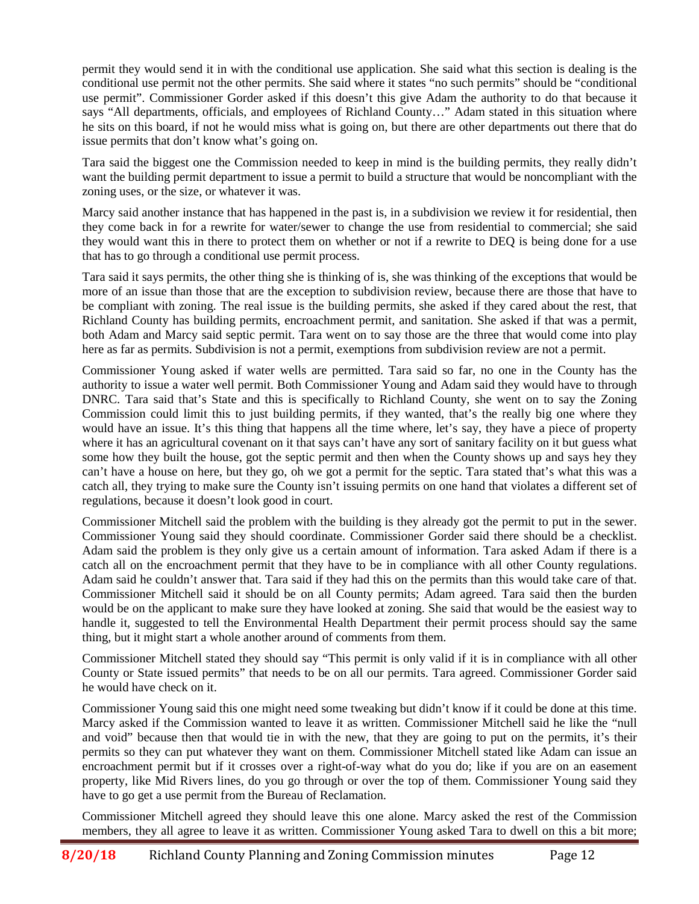permit they would send it in with the conditional use application. She said what this section is dealing is the conditional use permit not the other permits. She said where it states "no such permits" should be "conditional use permit". Commissioner Gorder asked if this doesn't this give Adam the authority to do that because it says "All departments, officials, and employees of Richland County…" Adam stated in this situation where he sits on this board, if not he would miss what is going on, but there are other departments out there that do issue permits that don't know what's going on.

Tara said the biggest one the Commission needed to keep in mind is the building permits, they really didn't want the building permit department to issue a permit to build a structure that would be noncompliant with the zoning uses, or the size, or whatever it was.

Marcy said another instance that has happened in the past is, in a subdivision we review it for residential, then they come back in for a rewrite for water/sewer to change the use from residential to commercial; she said they would want this in there to protect them on whether or not if a rewrite to DEQ is being done for a use that has to go through a conditional use permit process.

Tara said it says permits, the other thing she is thinking of is, she was thinking of the exceptions that would be more of an issue than those that are the exception to subdivision review, because there are those that have to be compliant with zoning. The real issue is the building permits, she asked if they cared about the rest, that Richland County has building permits, encroachment permit, and sanitation. She asked if that was a permit, both Adam and Marcy said septic permit. Tara went on to say those are the three that would come into play here as far as permits. Subdivision is not a permit, exemptions from subdivision review are not a permit.

Commissioner Young asked if water wells are permitted. Tara said so far, no one in the County has the authority to issue a water well permit. Both Commissioner Young and Adam said they would have to through DNRC. Tara said that's State and this is specifically to Richland County, she went on to say the Zoning Commission could limit this to just building permits, if they wanted, that's the really big one where they would have an issue. It's this thing that happens all the time where, let's say, they have a piece of property where it has an agricultural covenant on it that says can't have any sort of sanitary facility on it but guess what some how they built the house, got the septic permit and then when the County shows up and says hey they can't have a house on here, but they go, oh we got a permit for the septic. Tara stated that's what this was a catch all, they trying to make sure the County isn't issuing permits on one hand that violates a different set of regulations, because it doesn't look good in court.

Commissioner Mitchell said the problem with the building is they already got the permit to put in the sewer. Commissioner Young said they should coordinate. Commissioner Gorder said there should be a checklist. Adam said the problem is they only give us a certain amount of information. Tara asked Adam if there is a catch all on the encroachment permit that they have to be in compliance with all other County regulations. Adam said he couldn't answer that. Tara said if they had this on the permits than this would take care of that. Commissioner Mitchell said it should be on all County permits; Adam agreed. Tara said then the burden would be on the applicant to make sure they have looked at zoning. She said that would be the easiest way to handle it, suggested to tell the Environmental Health Department their permit process should say the same thing, but it might start a whole another around of comments from them.

Commissioner Mitchell stated they should say "This permit is only valid if it is in compliance with all other County or State issued permits" that needs to be on all our permits. Tara agreed. Commissioner Gorder said he would have check on it.

Commissioner Young said this one might need some tweaking but didn't know if it could be done at this time. Marcy asked if the Commission wanted to leave it as written. Commissioner Mitchell said he like the "null and void" because then that would tie in with the new, that they are going to put on the permits, it's their permits so they can put whatever they want on them. Commissioner Mitchell stated like Adam can issue an encroachment permit but if it crosses over a right-of-way what do you do; like if you are on an easement property, like Mid Rivers lines, do you go through or over the top of them. Commissioner Young said they have to go get a use permit from the Bureau of Reclamation.

Commissioner Mitchell agreed they should leave this one alone. Marcy asked the rest of the Commission members, they all agree to leave it as written. Commissioner Young asked Tara to dwell on this a bit more;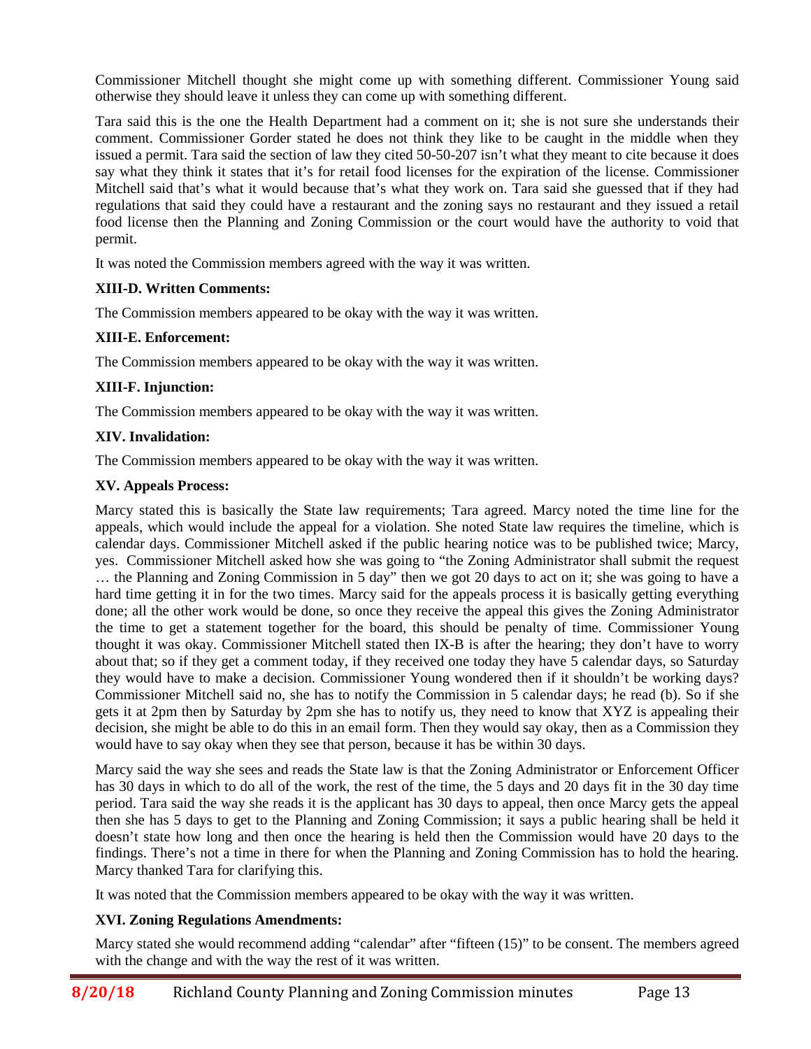Commissioner Mitchell thought she might come up with something different. Commissioner Young said otherwise they should leave it unless they can come up with something different.

Tara said this is the one the Health Department had a comment on it; she is not sure she understands their comment. Commissioner Gorder stated he does not think they like to be caught in the middle when they issued a permit. Tara said the section of law they cited 50-50-207 isn't what they meant to cite because it does say what they think it states that it's for retail food licenses for the expiration of the license. Commissioner Mitchell said that's what it would because that's what they work on. Tara said she guessed that if they had regulations that said they could have a restaurant and the zoning says no restaurant and they issued a retail food license then the Planning and Zoning Commission or the court would have the authority to void that permit.

It was noted the Commission members agreed with the way it was written.

**XIII-D. Written Comments:**

The Commission members appeared to be okay with the way it was written.

**XIII-E. Enforcement:**

The Commission members appeared to be okay with the way it was written.

**XIII-F. Injunction:**

The Commission members appeared to be okay with the way it was written.

**XIV. Invalidation:**

The Commission members appeared to be okay with the way it was written.

**XV. Appeals Process:**

Marcy stated this is basically the State law requirements; Tara agreed. Marcy noted the time line for the appeals, which would include the appeal for a violation. She noted State law requires the timeline, which is calendar days. Commissioner Mitchell asked if the public hearing notice was to be published twice; Marcy, yes. Commissioner Mitchell asked how she was going to "the Zoning Administrator shall submit the request … the Planning and Zoning Commission in 5 day" then we got 20 days to act on it; she was going to have a hard time getting it in for the two times. Marcy said for the appeals process it is basically getting everything done; all the other work would be done, so once they receive the appeal this gives the Zoning Administrator the time to get a statement together for the board, this should be penalty of time. Commissioner Young thought it was okay. Commissioner Mitchell stated then IX-B is after the hearing; they don't have to worry about that; so if they get a comment today, if they received one today they have 5 calendar days, so Saturday they would have to make a decision. Commissioner Young wondered then if it shouldn't be working days? Commissioner Mitchell said no, she has to notify the Commission in 5 calendar days; he read (b). So if she gets it at 2pm then by Saturday by 2pm she has to notify us, they need to know that XYZ is appealing their decision, she might be able to do this in an email form. Then they would say okay, then as a Commission they would have to say okay when they see that person, because it has be within 30 days.

Marcy said the way she sees and reads the State law is that the Zoning Administrator or Enforcement Officer has 30 days in which to do all of the work, the rest of the time, the 5 days and 20 days fit in the 30 day time period. Tara said the way she reads it is the applicant has 30 days to appeal, then once Marcy gets the appeal then she has 5 days to get to the Planning and Zoning Commission; it says a public hearing shall be held it doesn't state how long and then once the hearing is held then the Commission would have 20 days to the findings. There's not a time in there for when the Planning and Zoning Commission has to hold the hearing. Marcy thanked Tara for clarifying this.

It was noted that the Commission members appeared to be okay with the way it was written.

**XVI. Zoning Regulations Amendments:**

Marcy stated she would recommend adding "calendar" after "fifteen (15)" to be consent. The members agreed with the change and with the way the rest of it was written.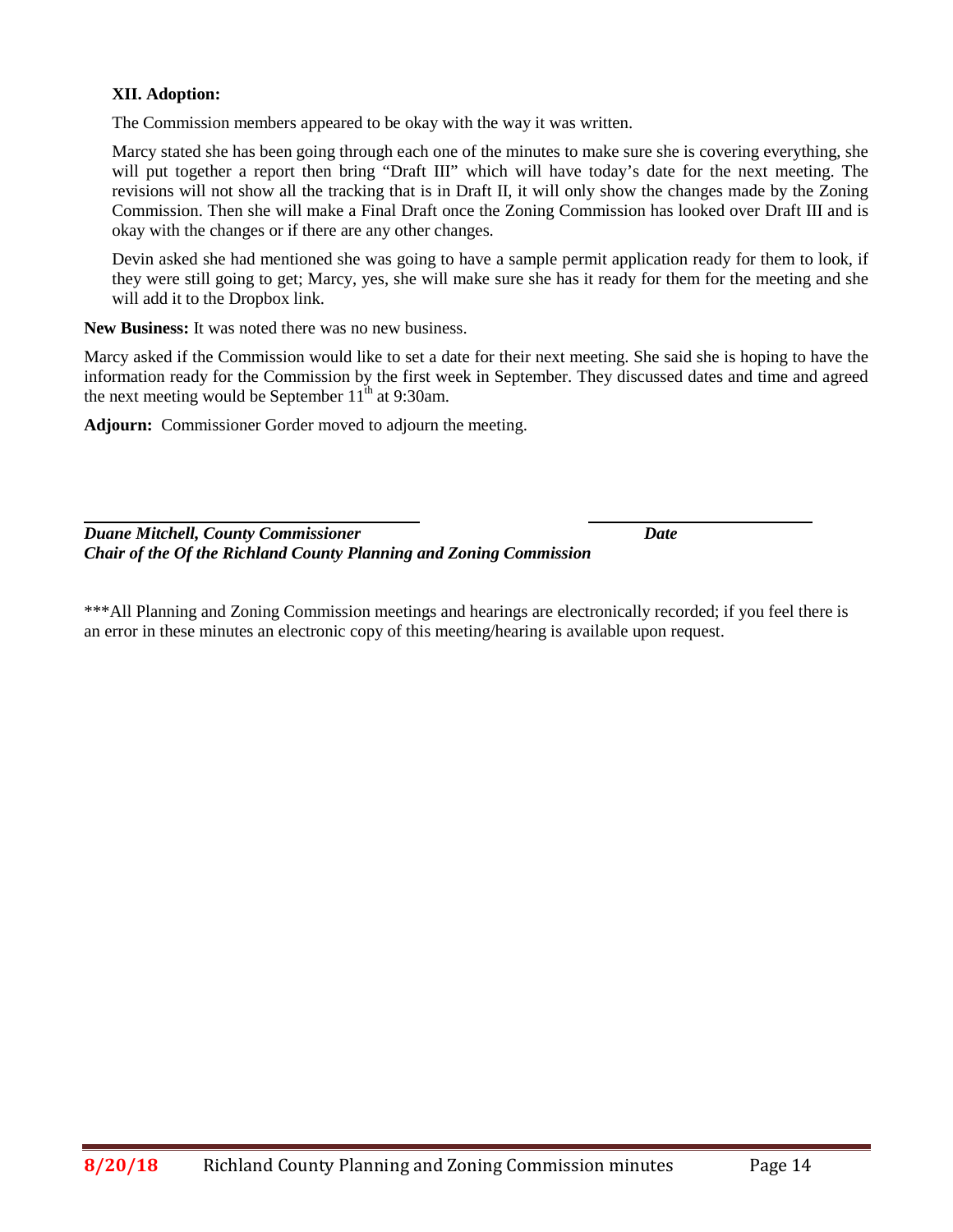**XII. Adoption:**

The Commission members appeared to be okay with the way it was written.

Marcy stated she has been going through each one of the minutes to make sure she is covering everything, she will put together a report then bring "Draft III" which will have today's date for the next meeting. The revisions will not show all the tracking that is in Draft II, it will only show the changes made by the Zoning Commission. Then she will make a Final Draft once the Zoning Commission has looked over Draft III and is okay with the changes or if there are any other changes.

Devin asked she had mentioned she was going to have a sample permit application ready for them to look, if they were still going to get; Marcy, yes, she will make sure she has it ready for them for the meeting and she will add it to the Dropbox link.

**New Business:** It was noted there was no new business.

Marcy asked if the Commission would like to set a date for their next meeting. She said she is hoping to have the information ready for the Commission by the first week in September. They discussed dates and time and agreed the next meeting would be September 11th at 9:30am.

**Adjourn:** Commissioner Gorder moved to adjourn the meeting.

***Duane Mitchell, County Commissioner*** ***Date***
***Chair of the Of the Richland County Planning and Zoning Commission***

***All Planning and Zoning Commission meetings and hearings are electronically recorded; if you feel there is an error in these minutes an electronic copy of this meeting/hearing is available upon request.